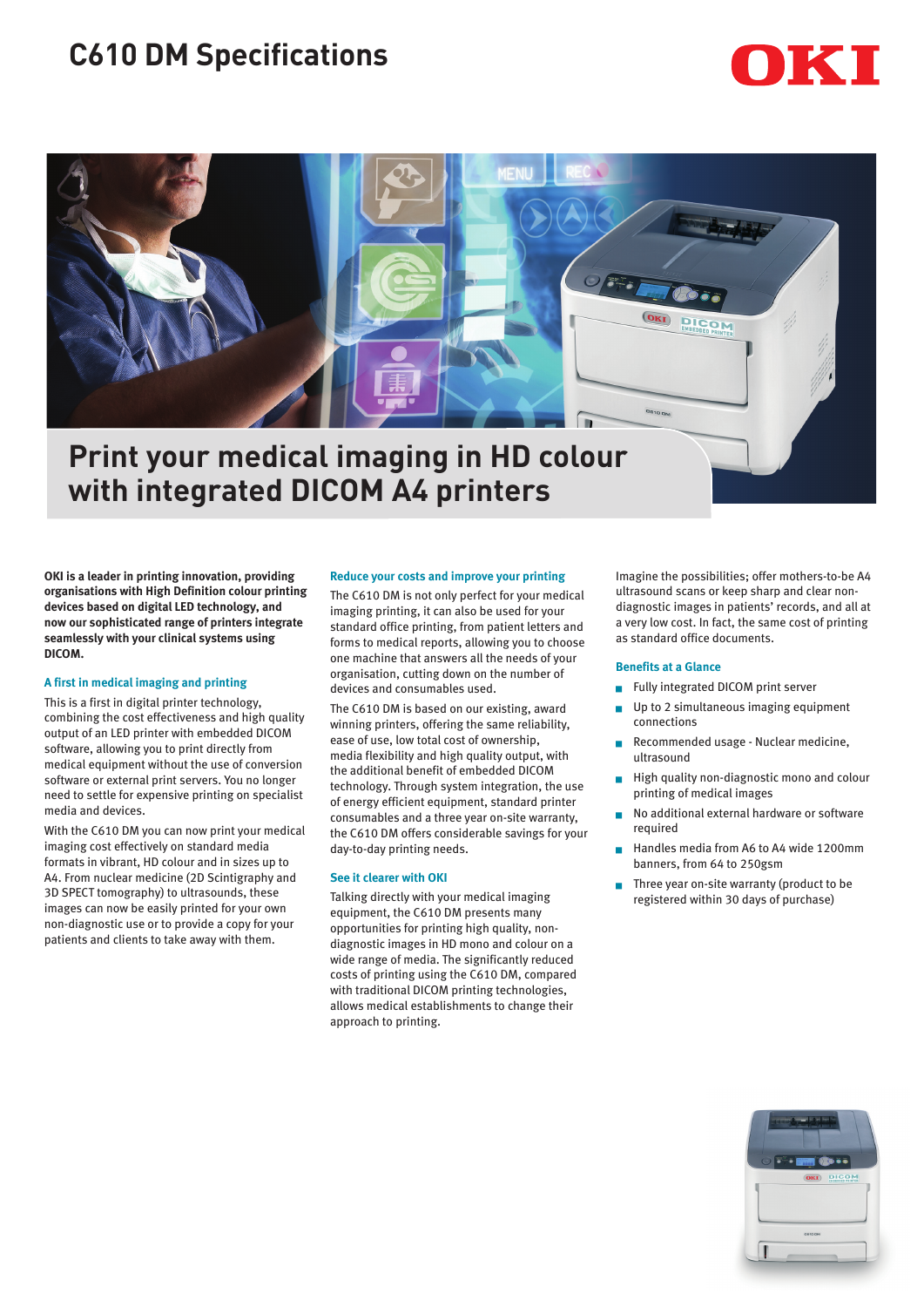# C610 DM Specifications

OKI

## Print your medical imaging in HD colour with integrated DICOM A4 printers

**OKI is a leader in printing innovation, providing organisations with High Definition colour printing devices based on digital LED technology, and now our sophisticated range of printers integrate seamlessly with your clinical systems using DICOM.**

### A first in medical imaging and printing

This is a first in digital printer technology, combining the cost effectiveness and high quality output of an LED printer with embedded DICOM software, allowing you to print directly from medical equipment without the use of conversion software or external print servers. You no longer need to settle for expensive printing on specialist media and devices.

With the C610 DM you can now print your medical imaging cost effectively on standard media formats in vibrant, HD colour and in sizes up to A4. From nuclear medicine (2D Scintigraphy and 3D SPECT tomography) to ultrasounds, these images can now be easily printed for your own non-diagnostic use or to provide a copy for your patients and clients to take away with them.

### Reduce your costs and improve your printing

The C610 DM is not only perfect for your medical imaging printing, it can also be used for your standard office printing, from patient letters and forms to medical reports, allowing you to choose one machine that answers all the needs of your organisation, cutting down on the number of devices and consumables used.

The C610 DM is based on our existing, award winning printers, offering the same reliability, ease of use, low total cost of ownership, media flexibility and high quality output, with the additional benefit of embedded DICOM technology. Through system integration, the use of energy efficient equipment, standard printer consumables and a three year on-site warranty, the C610 DM offers considerable savings for your day-to-day printing needs.

### See it clearer with OKI

Talking directly with your medical imaging equipment, the C610 DM presents many opportunities for printing high quality, non-diagnostic images in HD mono and colour on a wide range of media. The significantly reduced costs of printing using the C610 DM, compared with traditional DICOM printing technologies, allows medical establishments to change their approach to printing.

Imagine the possibilities; offer mothers-to-be A4 ultrasound scans or keep sharp and clear non-diagnostic images in patients' records, and all at a very low cost. In fact, the same cost of printing as standard office documents.

### Benefits at a Glance

- Fully integrated DICOM print server
- Up to 2 simultaneous imaging equipment connections
- Recommended usage - Nuclear medicine, ultrasound
- High quality non-diagnostic mono and colour printing of medical images
- No additional external hardware or software required
- Handles media from A6 to A4 wide 1200mm banners, from 64 to 250gsm
- Three year on-site warranty (product to be registered within 30 days of purchase)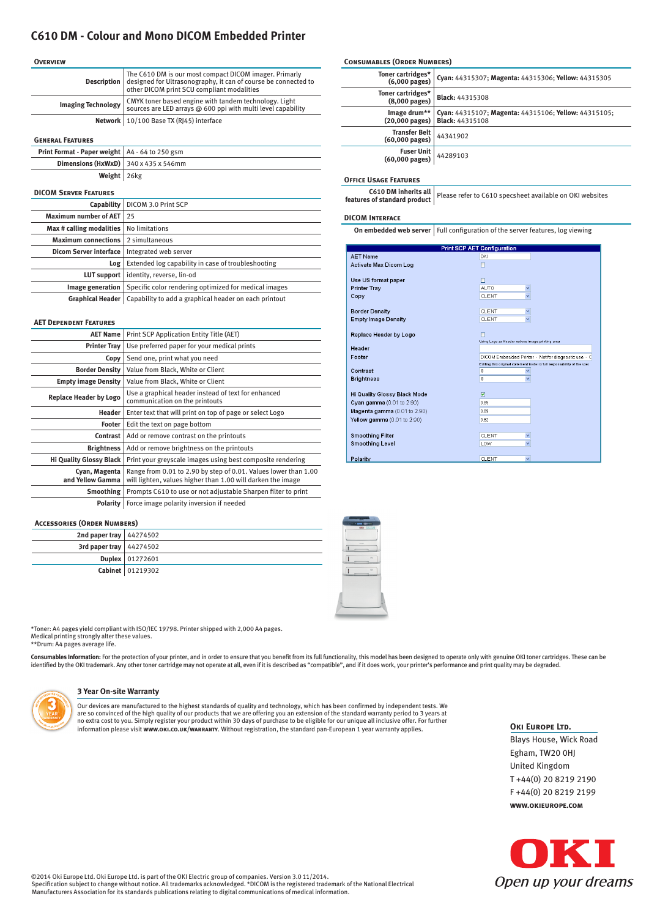# C610 DM - Colour and Mono DICOM Embedded Printer

## Overview

| | |
|---|---|
| Description | The C610 DM is our most compact DICOM imager. Primarly designed for Ultrasonography, it can of course be connected to other DICOM print SCU compliant modalities |
| Imaging Technology | CMYK toner based engine with tandem technology. Light sources are LED arrays @ 600 ppi with multi level capability |
| Network | 10/100 Base TX (RJ45) interface |

## General Features

| | |
|---|---|
| Print Format - Paper weight | A4 - 64 to 250 gsm |
| Dimensions (HxWxD) | 340 x 435 x 546mm |
| Weight | 26kg |

## DICOM Server Features

| | |
|---|---|
| Capability | DICOM 3.0 Print SCP |
| Maximum number of AET | 25 |
| Max # calling modalities | No limitations |
| Maximum connections | 2 simultaneous |
| Dicom Server interface | Integrated web server |
| Log | Extended log capability in case of troubleshooting |
| LUT support | identity, reverse, lin-od |
| Image generation | Specific color rendering optimized for medical images |
| Graphical Header | Capability to add a graphical header on each printout |

## AET Dependent Features

| | |
|---|---|
| AET Name | Print SCP Application Entity Title (AET) |
| Printer Tray | Use preferred paper for your medical prints |
| Copy | Send one, print what you need |
| Border Density | Value from Black, White or Client |
| Empty image Density | Value from Black, White or Client |
| Replace Header by Logo | Use a graphical header instead of text for enhanced communication on the printouts |
| Header | Enter text that will print on top of page or select Logo |
| Footer | Edit the text on page bottom |
| Contrast | Add or remove contrast on the printouts |
| Brightness | Add or remove brightness on the printouts |
| Hi Quality Glossy Black | Print your greyscale images using best composite rendering |
| Cyan, Magenta and Yellow Gamma | Range from 0.01 to 2.90 by step of 0.01. Values lower than 1.00 will lighten, values higher than 1.00 will darken the image |
| Smoothing | Prompts C610 to use or not adjustable Sharpen filter to print |
| Polarity | Force image polarity inversion if needed |

## Accessories (Order Numbers)

| | |
|---|---|
| 2nd paper tray | 44274502 |
| 3rd paper tray | 44274502 |
| Duplex | 01272601 |
| Cabinet | 01219302 |

## Consumables (Order Numbers)

| | |
|---|---|
| Toner cartridges* (6,000 pages) | **Cyan:** 44315307; **Magenta:** 44315306; **Yellow:** 44315305 |
| Toner cartridges* (8,000 pages) | **Black:** 44315308 |
| Image drum** (20,000 pages) | **Cyan:** 44315107; **Magenta:** 44315106; **Yellow:** 44315105; **Black:** 44315108 |
| Transfer Belt (60,000 pages) | 44341902 |
| Fuser Unit (60,000 pages) | 44289103 |

## Office Usage Features

| | |
|---|---|
| C610 DM inherits all features of standard product | Please refer to C610 specsheet available on OKI websites |

## DICOM Interface

| | |
|---|---|
| On embedded web server | Full configuration of the server features, log viewing |

Print SCP AET Configuration

AET Name: OKI
Activate Max Dicom Log
Use US format paper
Printer Tray: AUTO
Copy: CLIENT
Border Density: CLIENT
Empty Image Density: CLIENT
Replace Header by Logo
Using Logo as Header reduces image printing area
Header
Footer: DICOM Embedded Printer - Not for diagnostic use - C
Editing this original statement is under full responsability of the user
Contrast: 0
Brightness: 0
Hi Quality Glossy Black Mode
Cyan gamma (0.01 to 2.90): 0.85
Magenta gamma (0.01 to 2.90): 0.89
Yellow gamma (0.01 to 2.90): 0.82
Smoothing Filter: CLIENT
Smoothing Level: LOW
Polarity: CLIENT

*Toner: A4 pages yield compliant with ISO/IEC 19798. Printer shipped with 2,000 A4 pages. Medical printing strongly alter these values.
**Drum: A4 pages average life.

**Consumables Information:** For the protection of your printer, and in order to ensure that you benefit from its full functionality, this model has been designed to operate only with genuine OKI toner cartridges. These can be identified by the OKI trademark. Any other toner cartridge may not operate at all, even if it is described as "compatible", and if it does work, your printer's performance and print quality may be degraded.

## 3 Year On-site Warranty

Our devices are manufactured to the highest standards of quality and technology, which has been confirmed by independent tests. We are so convinced of the high quality of our products that we are offering you an extension of the standard warranty period to 3 years at no extra cost to you. Simply register your product within 30 days of purchase to be eligible for our unique all inclusive offer. For further information please visit **www.oki.co.uk/warranty**. Without registration, the standard pan-European 1 year warranty applies.

**Oki Europe Ltd.**
Blays House, Wick Road
Egham, TW20 0HJ
United Kingdom
T +44(0) 20 8219 2190
F +44(0) 20 8219 2199
**www.okieurope.com**

OKI
*Open up your dreams*

©2014 Oki Europe Ltd. Oki Europe Ltd. is part of the OKI Electric group of companies. Version 3.0 11/2014.
Specification subject to change without notice. All trademarks acknowledged. *DICOM is the registered trademark of the National Electrical Manufacturers Association for its standards publications relating to digital communications of medical information.